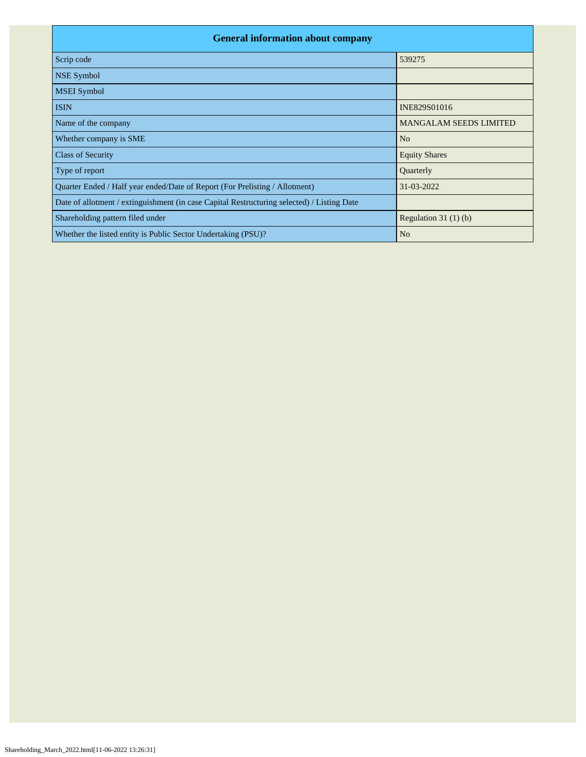| General information about company | |
|---|---|
| Scrip code | 539275 |
| NSE Symbol | |
| MSEI Symbol | |
| ISIN | INE829S01016 |
| Name of the company | MANGALAM SEEDS LIMITED |
| Whether company is SME | No |
| Class of Security | Equity Shares |
| Type of report | Quarterly |
| Quarter Ended / Half year ended/Date of Report (For Prelisting / Allotment) | 31-03-2022 |
| Date of allotment / extinguishment (in case Capital Restructuring selected) / Listing Date | |
| Shareholding pattern filed under | Regulation 31 (1) (b) |
| Whether the listed entity is Public Sector Undertaking (PSU)? | No |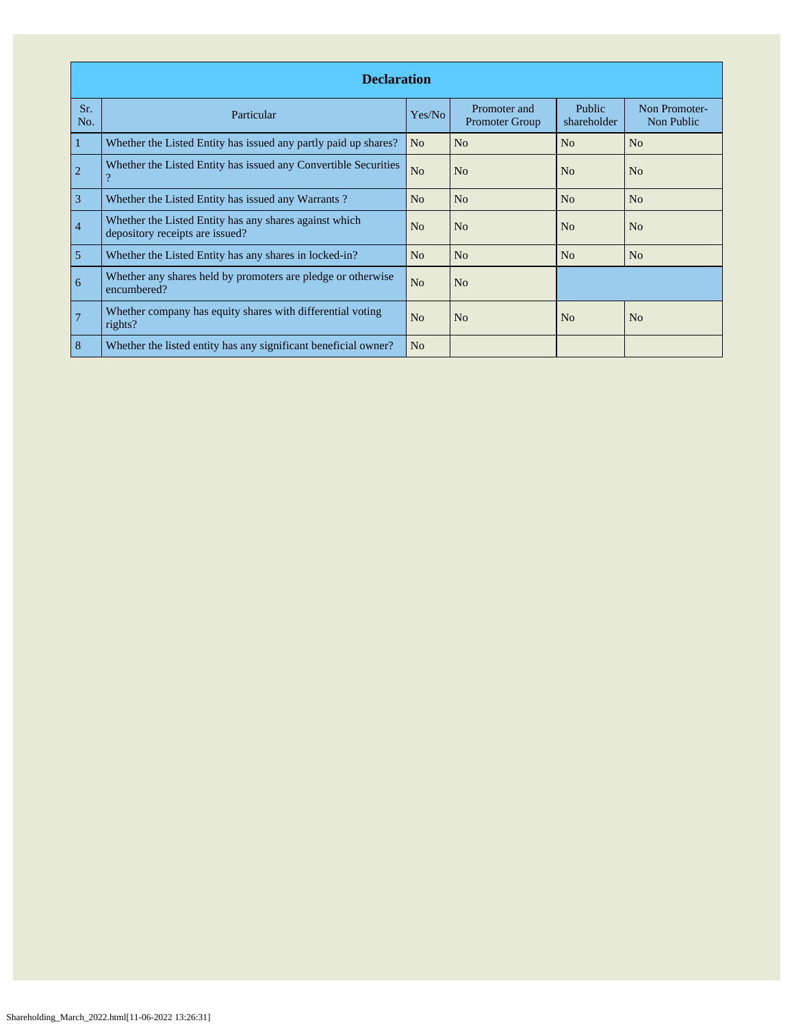| Declaration | | | | | |
|---|---|---|---|---|---|
| Sr. No. | Particular | Yes/No | Promoter and Promoter Group | Public shareholder | Non Promoter- Non Public |
| 1 | Whether the Listed Entity has issued any partly paid up shares? | No | No | No | No |
| 2 | Whether the Listed Entity has issued any Convertible Securities ? | No | No | No | No |
| 3 | Whether the Listed Entity has issued any Warrants ? | No | No | No | No |
| 4 | Whether the Listed Entity has any shares against which depository receipts are issued? | No | No | No | No |
| 5 | Whether the Listed Entity has any shares in locked-in? | No | No | No | No |
| 6 | Whether any shares held by promoters are pledge or otherwise encumbered? | No | No | | |
| 7 | Whether company has equity shares with differential voting rights? | No | No | No | No |
| 8 | Whether the listed entity has any significant beneficial owner? | No | | | |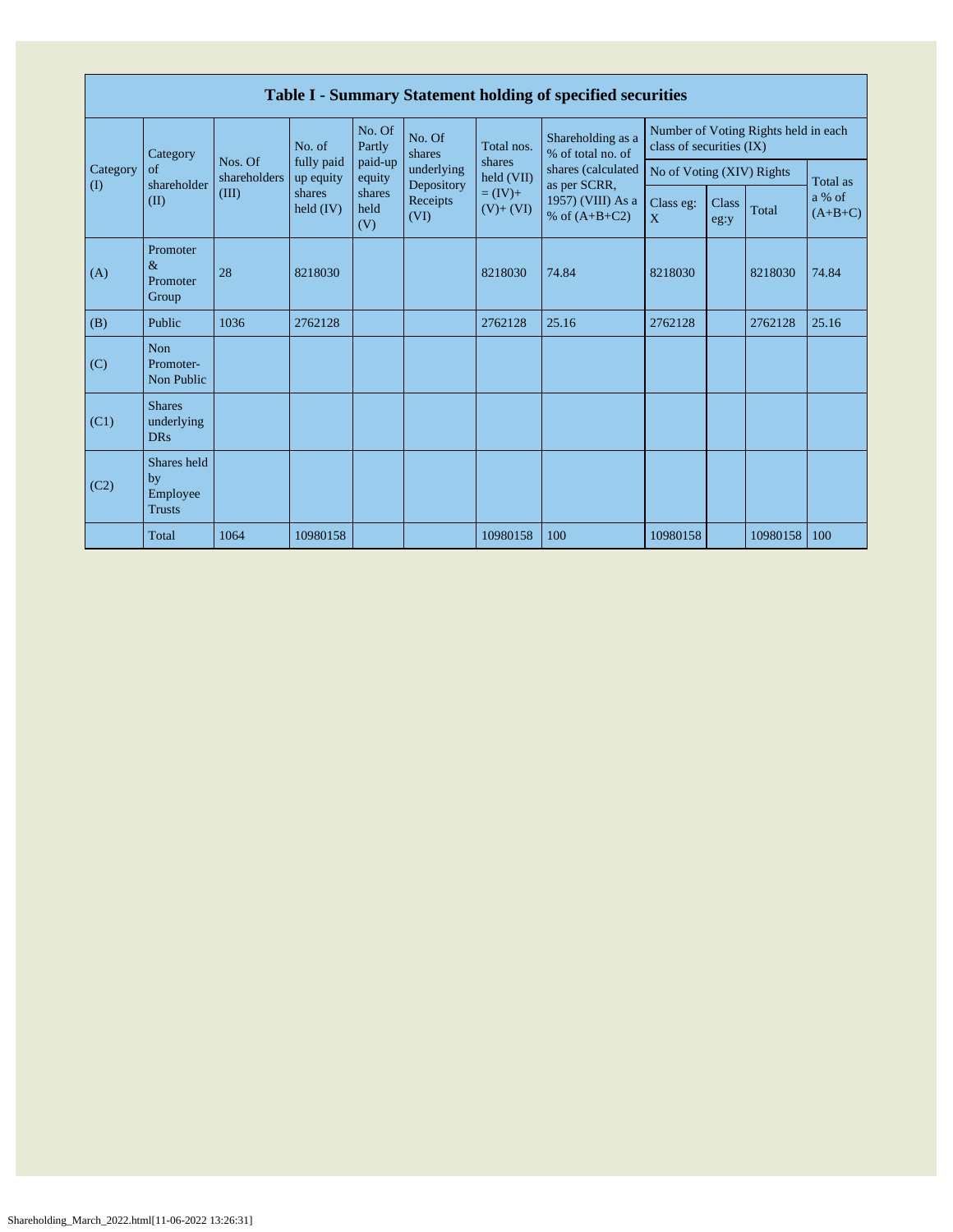# Table I - Summary Statement holding of specified securities

| Category (I) | Category of shareholder (II) | Nos. Of shareholders (III) | No. of fully paid up equity shares held (IV) | No. Of Partly paid-up equity shares held (V) | No. Of shares underlying Depository Receipts (VI) | Total nos. shares held (VII) = (IV)+ (V)+ (VI) | Shareholding as a % of total no. of shares (calculated as per SCRR, 1957) (VIII) As a % of (A+B+C2) | Number of Voting Rights held in each class of securities (IX) | | | |
|---|---|---|---|---|---|---|---|---|---|---|---|
| | | | | | | | | No of Voting (XIV) Rights | | | Total as a % of (A+B+C) |
| | | | | | | | | Class eg: X | Class eg:y | Total | |
| (A) | Promoter & Promoter Group | 28 | 8218030 | | | 8218030 | 74.84 | 8218030 | | 8218030 | 74.84 |
| (B) | Public | 1036 | 2762128 | | | 2762128 | 25.16 | 2762128 | | 2762128 | 25.16 |
| (C) | Non Promoter- Non Public | | | | | | | | | | |
| (C1) | Shares underlying DRs | | | | | | | | | | |
| (C2) | Shares held by Employee Trusts | | | | | | | | | | |
| | Total | 1064 | 10980158 | | | 10980158 | 100 | 10980158 | | 10980158 | 100 |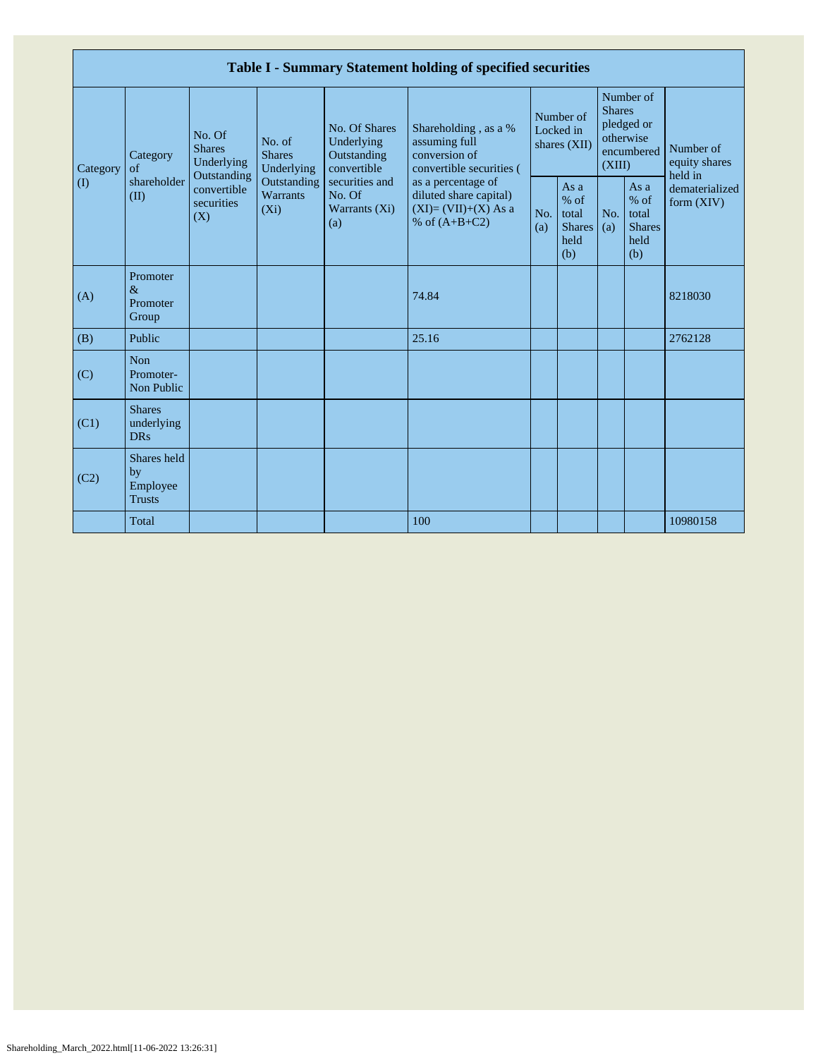| Table I - Summary Statement holding of specified securities | | | | | | | | | | |
|---|---|---|---|---|---|---|---|---|---|---|
| Category (I) | Category of shareholder (II) | No. Of Shares Underlying Outstanding convertible securities (X) | No. of Shares Underlying Outstanding Warrants (Xi) | No. Of Shares Underlying Outstanding convertible securities and No. Of Warrants (Xi) (a) | Shareholding , as a % assuming full conversion of convertible securities ( as a percentage of diluted share capital) (XI)= (VII)+(X) As a % of (A+B+C2) | Number of Locked in shares (XII) | | Number of Shares pledged or otherwise encumbered (XIII) | | Number of equity shares held in dematerialized form (XIV) |
| | | | | | | No. (a) | As a % of total Shares held (b) | No. (a) | As a % of total Shares held (b) | |
| (A) | Promoter & Promoter Group | | | | 74.84 | | | | | 8218030 |
| (B) | Public | | | | 25.16 | | | | | 2762128 |
| (C) | Non Promoter- Non Public | | | | | | | | | |
| (C1) | Shares underlying DRs | | | | | | | | | |
| (C2) | Shares held by Employee Trusts | | | | | | | | | |
| | Total | | | | 100 | | | | | 10980158 |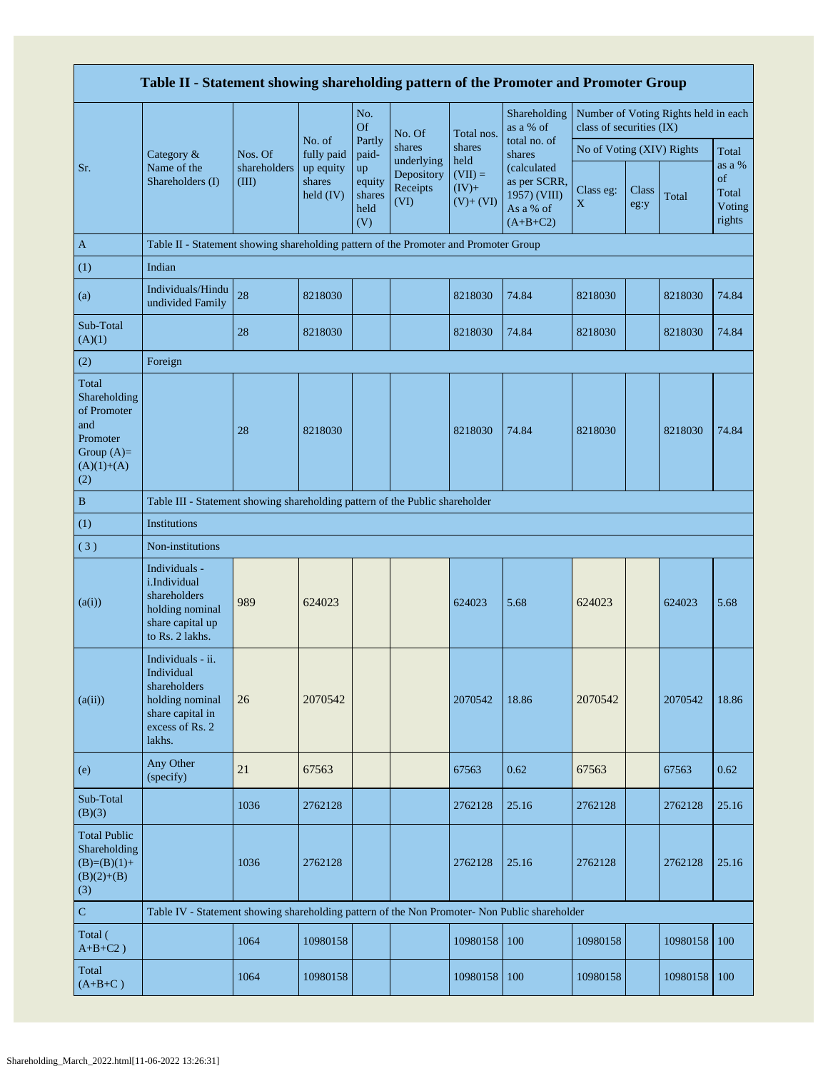# Table II - Statement showing shareholding pattern of the Promoter and Promoter Group

| Sr. | Category & Name of the Shareholders (I) | Nos. Of shareholders (III) | No. of fully paid up equity shares held (IV) | No. Of Partly paid-up equity shares held (V) | No. Of shares underlying Depository Receipts (VI) | Total nos. shares held (VII) = (IV)+ (V)+ (VI) | Shareholding as a % of total no. of shares (calculated as per SCRR, 1957) (VIII) As a % of (A+B+C2) | Number of Voting Rights held in each class of securities (IX) | | | |
|---|---|---|---|---|---|---|---|---|---|---|---|
| | | | | | | | | No of Voting (XIV) Rights | | | Total as a % of Total Voting rights |
| | | | | | | | | Class eg: X | Class eg:y | Total | |
| A | Table II - Statement showing shareholding pattern of the Promoter and Promoter Group | | | | | | | | | | |
| (1) | Indian | | | | | | | | | | |
| (a) | Individuals/Hindu undivided Family | 28 | 8218030 | | | 8218030 | 74.84 | 8218030 | | 8218030 | 74.84 |
| Sub-Total (A)(1) | | 28 | 8218030 | | | 8218030 | 74.84 | 8218030 | | 8218030 | 74.84 |
| (2) | Foreign | | | | | | | | | | |
| Total Shareholding of Promoter and Promoter Group (A)=(A)(1)+(A)(2) | | 28 | 8218030 | | | 8218030 | 74.84 | 8218030 | | 8218030 | 74.84 |
| B | Table III - Statement showing shareholding pattern of the Public shareholder | | | | | | | | | | |
| (1) | Institutions | | | | | | | | | | |
| (3) | Non-institutions | | | | | | | | | | |
| (a(i)) | Individuals - i.Individual shareholders holding nominal share capital up to Rs. 2 lakhs. | 989 | 624023 | | | 624023 | 5.68 | 624023 | | 624023 | 5.68 |
| (a(ii)) | Individuals - ii. Individual shareholders holding nominal share capital in excess of Rs. 2 lakhs. | 26 | 2070542 | | | 2070542 | 18.86 | 2070542 | | 2070542 | 18.86 |
| (e) | Any Other (specify) | 21 | 67563 | | | 67563 | 0.62 | 67563 | | 67563 | 0.62 |
| Sub-Total (B)(3) | | 1036 | 2762128 | | | 2762128 | 25.16 | 2762128 | | 2762128 | 25.16 |
| Total Public Shareholding (B)=(B)(1)+(B)(2)+(B)(3) | | 1036 | 2762128 | | | 2762128 | 25.16 | 2762128 | | 2762128 | 25.16 |
| C | Table IV - Statement showing shareholding pattern of the Non Promoter- Non Public shareholder | | | | | | | | | | |
| Total ( A+B+C2 ) | | 1064 | 10980158 | | | 10980158 | 100 | 10980158 | | 10980158 | 100 |
| Total (A+B+C ) | | 1064 | 10980158 | | | 10980158 | 100 | 10980158 | | 10980158 | 100 |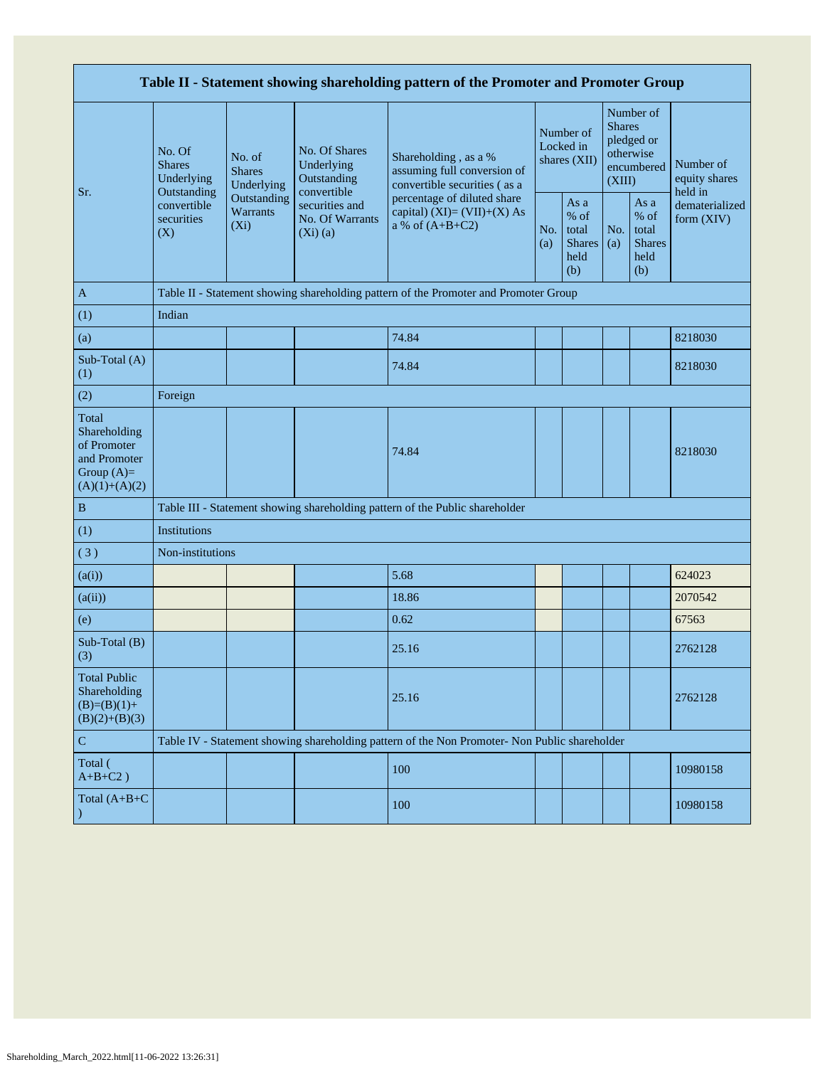| Table II - Statement showing shareholding pattern of the Promoter and Promoter Group | | | | | | | | | |
|---|---|---|---|---|---|---|---|---|---|
| Sr. | No. Of Shares Underlying Outstanding convertible securities (X) | No. of Shares Underlying Outstanding Warrants (Xi) | No. Of Shares Underlying Outstanding convertible securities and No. Of Warrants (Xi) (a) | Shareholding , as a % assuming full conversion of convertible securities ( as a percentage of diluted share capital) (XI)= (VII)+(X) As a % of (A+B+C2) | Number of Locked in shares (XII) | | Number of Shares pledged or otherwise encumbered (XIII) | | Number of equity shares held in dematerialized form (XIV) |
| | | | | | No. (a) | As a % of total Shares held (b) | No. (a) | As a % of total Shares held (b) | |
| A | Table II - Statement showing shareholding pattern of the Promoter and Promoter Group | | | | | | | | |
| (1) | Indian | | | | | | | | |
| (a) | | | | 74.84 | | | | | 8218030 |
| Sub-Total (A) (1) | | | | 74.84 | | | | | 8218030 |
| (2) | Foreign | | | | | | | | |
| Total Shareholding of Promoter and Promoter Group (A)= (A)(1)+(A)(2) | | | | 74.84 | | | | | 8218030 |
| B | Table III - Statement showing shareholding pattern of the Public shareholder | | | | | | | | |
| (1) | Institutions | | | | | | | | |
| ( 3 ) | Non-institutions | | | | | | | | |
| (a(i)) | | | | 5.68 | | | | | 624023 |
| (a(ii)) | | | | 18.86 | | | | | 2070542 |
| (e) | | | | 0.62 | | | | | 67563 |
| Sub-Total (B) (3) | | | | 25.16 | | | | | 2762128 |
| Total Public Shareholding (B)=(B)(1)+(B)(2)+(B)(3) | | | | 25.16 | | | | | 2762128 |
| C | Table IV - Statement showing shareholding pattern of the Non Promoter- Non Public shareholder | | | | | | | | |
| Total ( A+B+C2 ) | | | | 100 | | | | | 10980158 |
| Total (A+B+C ) | | | | 100 | | | | | 10980158 |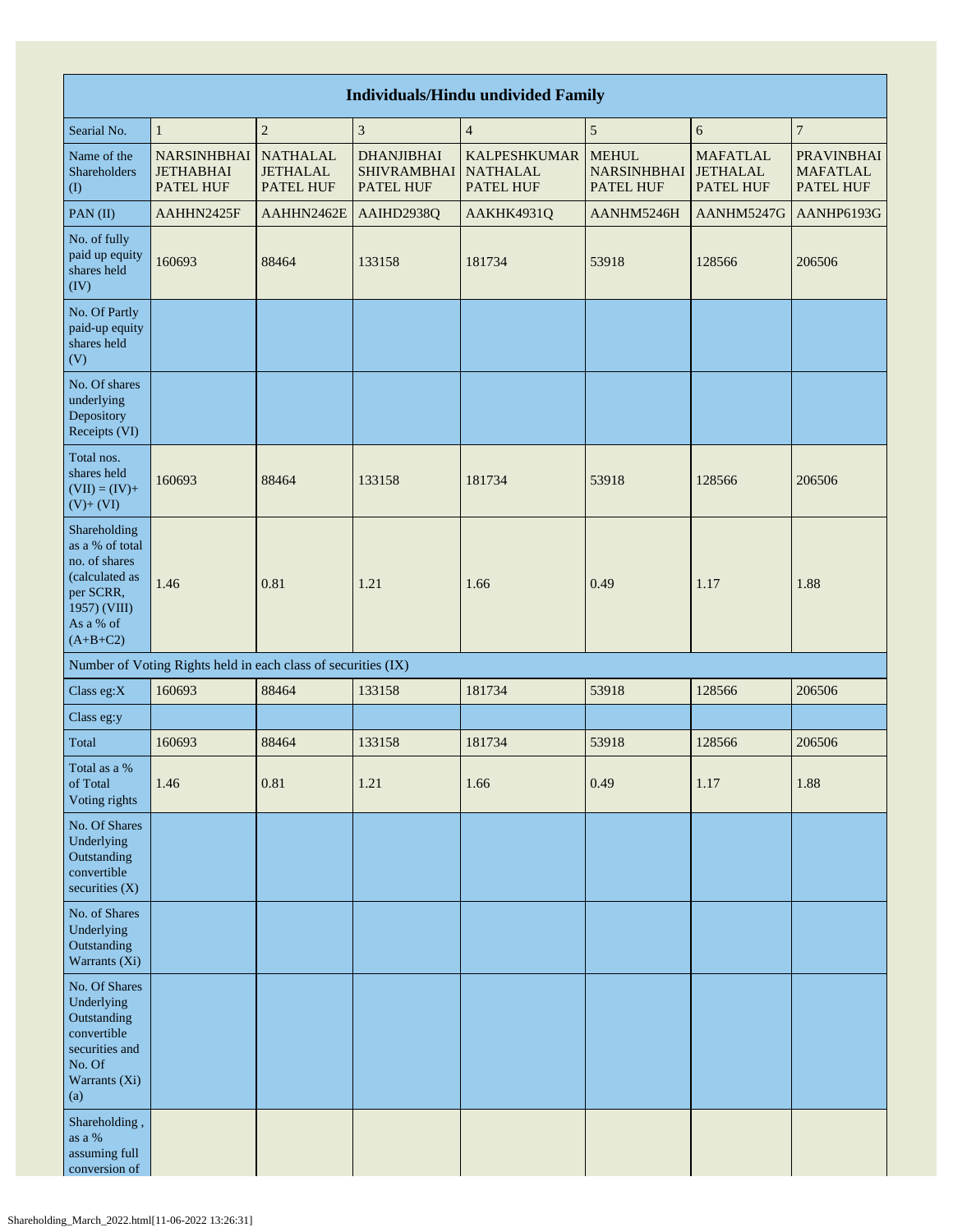| Individuals/Hindu undivided Family | | | | | | | |
|---|---|---|---|---|---|---|---|
| Searial No. | 1 | 2 | 3 | 4 | 5 | 6 | 7 |
| Name of the Shareholders (I) | NARSINHBHAI JETHABHAI PATEL HUF | NATHALAL JETHALAL PATEL HUF | DHANJIBHAI SHIVRAMBHAI PATEL HUF | KALPESHKUMAR NATHALAL PATEL HUF | MEHUL NARSINHBHAI PATEL HUF | MAFATLAL JETHALAL PATEL HUF | PRAVINBHAI MAFATLAL PATEL HUF |
| PAN (II) | AAHHN2425F | AAHHN2462E | AAIHD2938Q | AAKHK4931Q | AANHM5246H | AANHM5247G | AANHP6193G |
| No. of fully paid up equity shares held (IV) | 160693 | 88464 | 133158 | 181734 | 53918 | 128566 | 206506 |
| No. Of Partly paid-up equity shares held (V) | | | | | | | |
| No. Of shares underlying Depository Receipts (VI) | | | | | | | |
| Total nos. shares held (VII) = (IV)+(V)+ (VI) | 160693 | 88464 | 133158 | 181734 | 53918 | 128566 | 206506 |
| Shareholding as a % of total no. of shares (calculated as per SCRR, 1957) (VIII) As a % of (A+B+C2) | 1.46 | 0.81 | 1.21 | 1.66 | 0.49 | 1.17 | 1.88 |
| Number of Voting Rights held in each class of securities (IX) | | | | | | | |
| Class eg:X | 160693 | 88464 | 133158 | 181734 | 53918 | 128566 | 206506 |
| Class eg:y | | | | | | | |
| Total | 160693 | 88464 | 133158 | 181734 | 53918 | 128566 | 206506 |
| Total as a % of Total Voting rights | 1.46 | 0.81 | 1.21 | 1.66 | 0.49 | 1.17 | 1.88 |
| No. Of Shares Underlying Outstanding convertible securities (X) | | | | | | | |
| No. of Shares Underlying Outstanding Warrants (Xi) | | | | | | | |
| No. Of Shares Underlying Outstanding convertible securities and No. Of Warrants (Xi) (a) | | | | | | | |
| Shareholding , as a % assuming full conversion of | | | | | | | |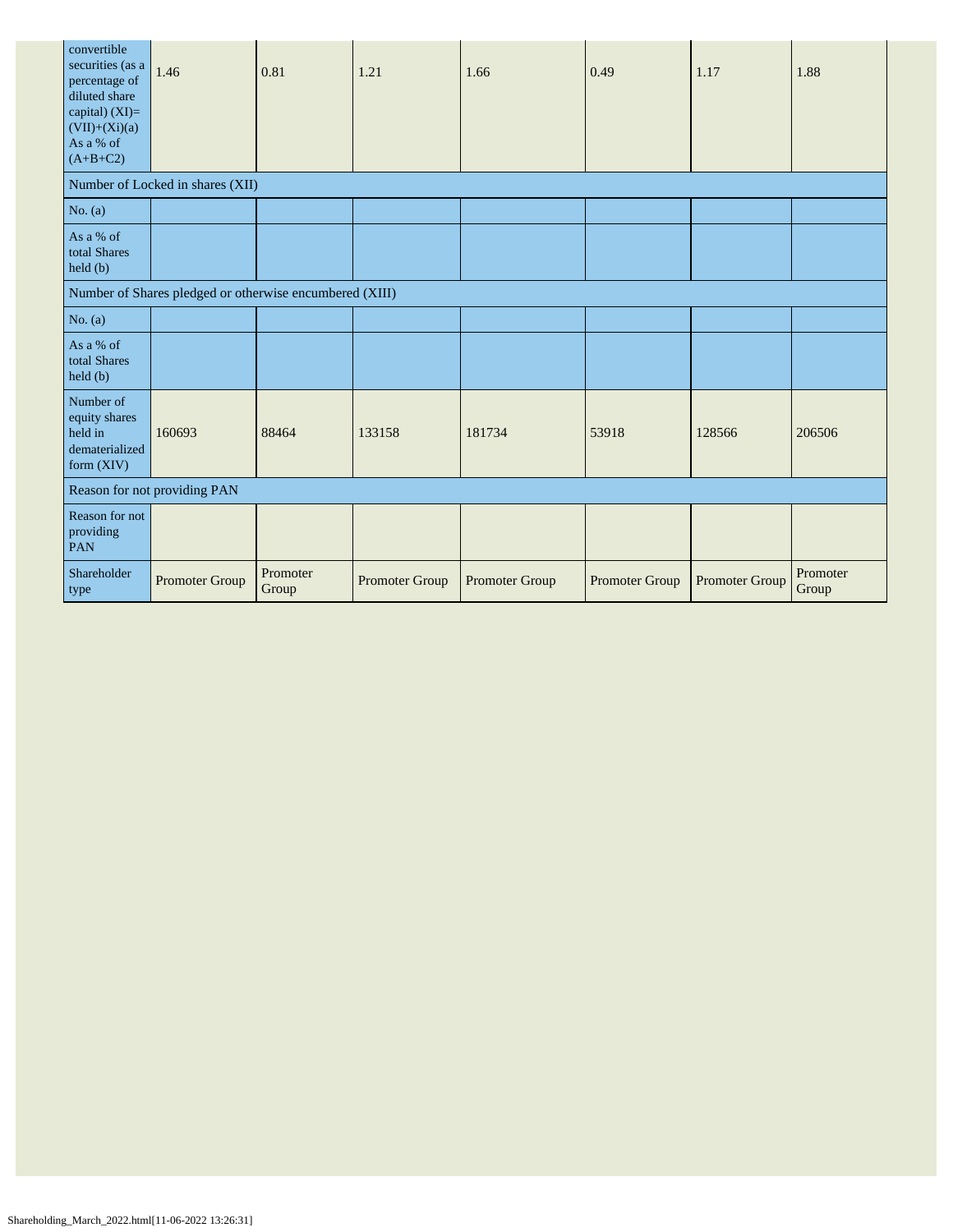| convertible securities (as a percentage of diluted share capital) (XI)= (VII)+(Xi)(a) As a % of (A+B+C2) | 1.46 | 0.81 | 1.21 | 1.66 | 0.49 | 1.17 | 1.88 |
|---|---|---|---|---|---|---|---|
| Number of Locked in shares (XII) | | | | | | | |
| No. (a) | | | | | | | |
| As a % of total Shares held (b) | | | | | | | |
| Number of Shares pledged or otherwise encumbered (XIII) | | | | | | | |
| No. (a) | | | | | | | |
| As a % of total Shares held (b) | | | | | | | |
| Number of equity shares held in dematerialized form (XIV) | 160693 | 88464 | 133158 | 181734 | 53918 | 128566 | 206506 |
| Reason for not providing PAN | | | | | | | |
| Reason for not providing PAN | | | | | | | |
| Shareholder type | Promoter Group | Promoter Group | Promoter Group | Promoter Group | Promoter Group | Promoter Group | Promoter Group |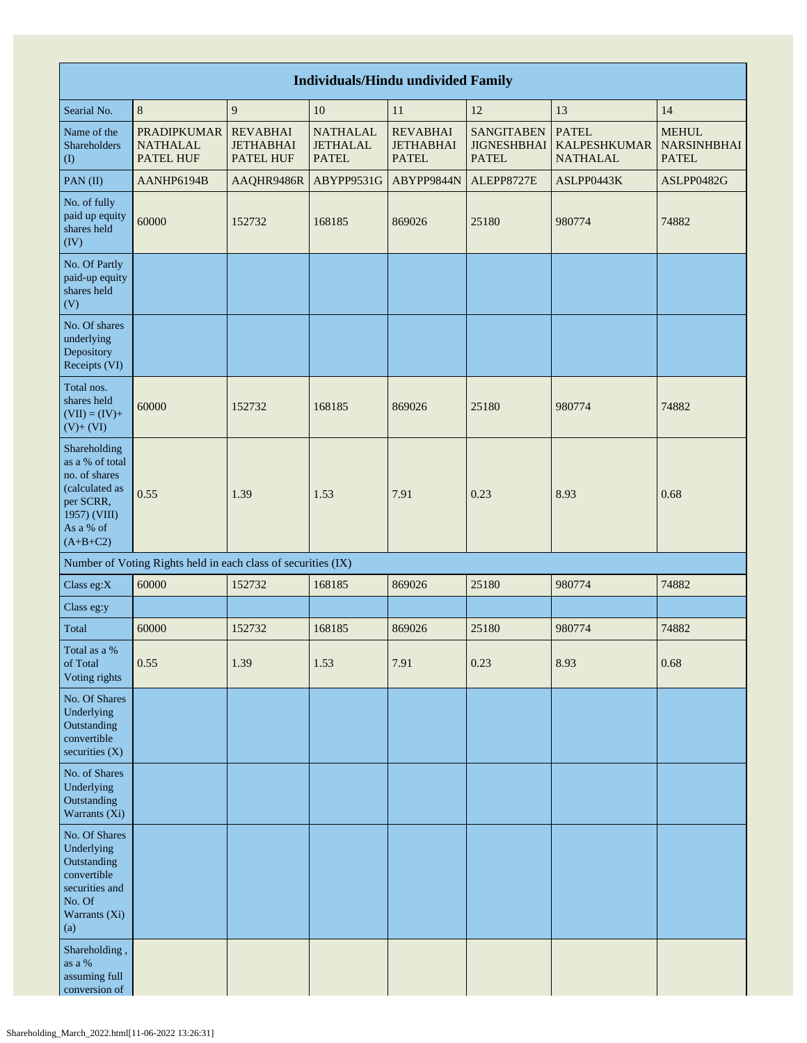| Individuals/Hindu undivided Family | | | | | | | |
|---|---|---|---|---|---|---|---|
| Searial No. | 8 | 9 | 10 | 11 | 12 | 13 | 14 |
| Name of the Shareholders (I) | PRADIPKUMAR NATHALAL PATEL HUF | REVABHAI JETHABHAI PATEL HUF | NATHALAL JETHALAL PATEL | REVABHAI JETHABHAI PATEL | SANGITABEN JIGNESHBHAI PATEL | PATEL KALPESHKUMAR NATHALAL | MEHUL NARSINHBHAI PATEL |
| PAN (II) | AANHP6194B | AAQHR9486R | ABYPP9531G | ABYPP9844N | ALEPP8727E | ASLPP0443K | ASLPP0482G |
| No. of fully paid up equity shares held (IV) | 60000 | 152732 | 168185 | 869026 | 25180 | 980774 | 74882 |
| No. Of Partly paid-up equity shares held (V) | | | | | | | |
| No. Of shares underlying Depository Receipts (VI) | | | | | | | |
| Total nos. shares held (VII) = (IV)+ (V)+ (VI) | 60000 | 152732 | 168185 | 869026 | 25180 | 980774 | 74882 |
| Shareholding as a % of total no. of shares (calculated as per SCRR, 1957) (VIII) As a % of (A+B+C2) | 0.55 | 1.39 | 1.53 | 7.91 | 0.23 | 8.93 | 0.68 |
| Number of Voting Rights held in each class of securities (IX) | | | | | | | |
| Class eg:X | 60000 | 152732 | 168185 | 869026 | 25180 | 980774 | 74882 |
| Class eg:y | | | | | | | |
| Total | 60000 | 152732 | 168185 | 869026 | 25180 | 980774 | 74882 |
| Total as a % of Total Voting rights | 0.55 | 1.39 | 1.53 | 7.91 | 0.23 | 8.93 | 0.68 |
| No. Of Shares Underlying Outstanding convertible securities (X) | | | | | | | |
| No. of Shares Underlying Outstanding Warrants (Xi) | | | | | | | |
| No. Of Shares Underlying Outstanding convertible securities and No. Of Warrants (Xi) (a) | | | | | | | |
| Shareholding , as a % assuming full conversion of | | | | | | | |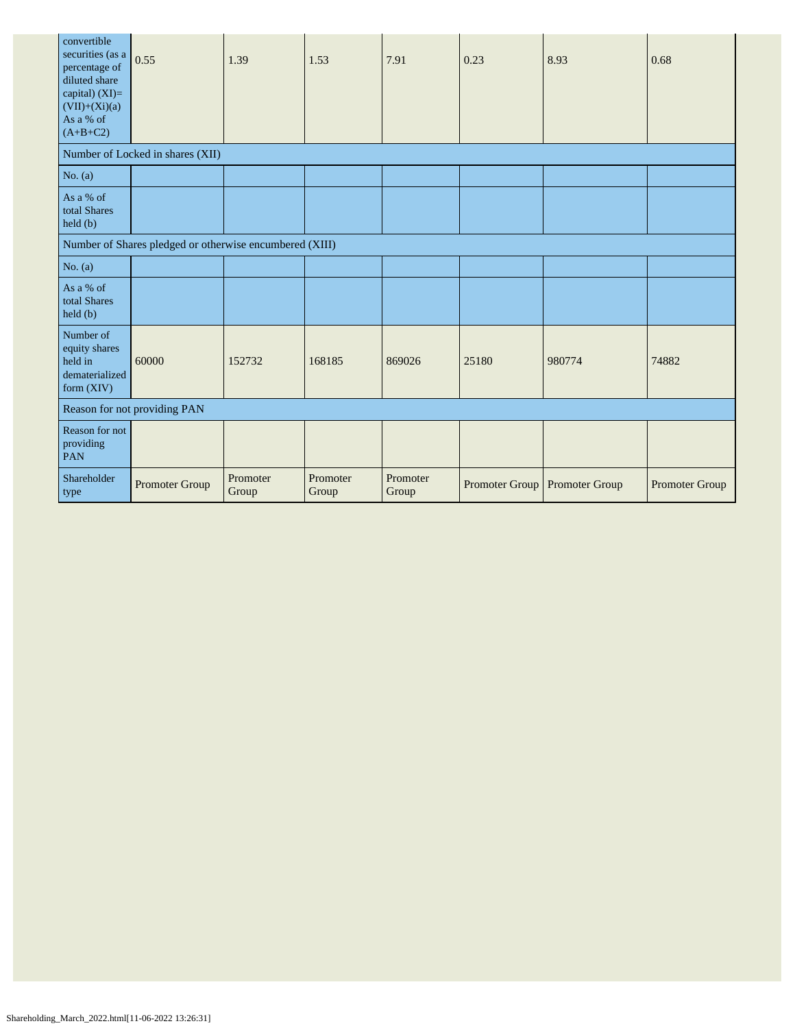| convertible securities (as a percentage of diluted share capital) (XI)= (VII)+(Xi)(a) As a % of (A+B+C2) | 0.55 | 1.39 | 1.53 | 7.91 | 0.23 | 8.93 | 0.68 |
|---|---|---|---|---|---|---|---|
| Number of Locked in shares (XII) | | | | | | | |
| No. (a) | | | | | | | |
| As a % of total Shares held (b) | | | | | | | |
| Number of Shares pledged or otherwise encumbered (XIII) | | | | | | | |
| No. (a) | | | | | | | |
| As a % of total Shares held (b) | | | | | | | |
| Number of equity shares held in dematerialized form (XIV) | 60000 | 152732 | 168185 | 869026 | 25180 | 980774 | 74882 |
| Reason for not providing PAN | | | | | | | |
| Reason for not providing PAN | | | | | | | |
| Shareholder type | Promoter Group | Promoter Group | Promoter Group | Promoter Group | Promoter Group | Promoter Group | Promoter Group |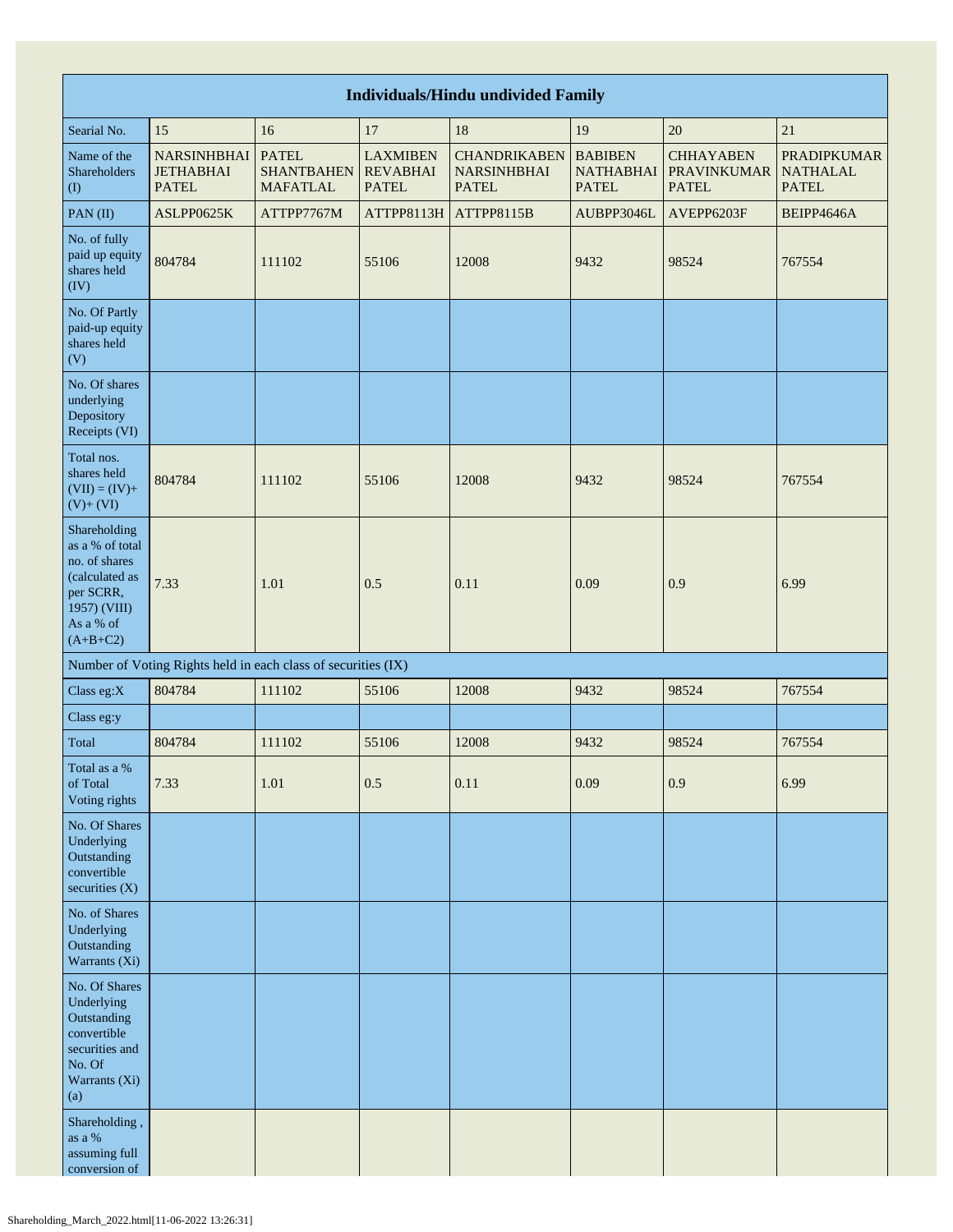| Individuals/Hindu undivided Family | | | | | | | |
|---|---|---|---|---|---|---|---|
| Searial No. | 15 | 16 | 17 | 18 | 19 | 20 | 21 |
| Name of the Shareholders (I) | NARSINHBHAI JETHABHAI PATEL | PATEL SHANTBAHEN MAFATLAL | LAXMIBEN REVABHAI PATEL | CHANDRIKABEN NARSINHBHAI PATEL | BABIBEN NATHABHAI PATEL | CHHAYABEN PRAVINKUMAR PATEL | PRADIPKUMAR NATHALAL PATEL |
| PAN (II) | ASLPP0625K | ATTPP7767M | ATTPP8113H | ATTPP8115B | AUBPP3046L | AVEPP6203F | BEIPP4646A |
| No. of fully paid up equity shares held (IV) | 804784 | 111102 | 55106 | 12008 | 9432 | 98524 | 767554 |
| No. Of Partly paid-up equity shares held (V) | | | | | | | |
| No. Of shares underlying Depository Receipts (VI) | | | | | | | |
| Total nos. shares held (VII) = (IV)+ (V)+ (VI) | 804784 | 111102 | 55106 | 12008 | 9432 | 98524 | 767554 |
| Shareholding as a % of total no. of shares (calculated as per SCRR, 1957) (VIII) As a % of (A+B+C2) | 7.33 | 1.01 | 0.5 | 0.11 | 0.09 | 0.9 | 6.99 |
| Number of Voting Rights held in each class of securities (IX) | | | | | | | |
| Class eg:X | 804784 | 111102 | 55106 | 12008 | 9432 | 98524 | 767554 |
| Class eg:y | | | | | | | |
| Total | 804784 | 111102 | 55106 | 12008 | 9432 | 98524 | 767554 |
| Total as a % of Total Voting rights | 7.33 | 1.01 | 0.5 | 0.11 | 0.09 | 0.9 | 6.99 |
| No. Of Shares Underlying Outstanding convertible securities (X) | | | | | | | |
| No. of Shares Underlying Outstanding Warrants (Xi) | | | | | | | |
| No. Of Shares Underlying Outstanding convertible securities and No. Of Warrants (Xi) (a) | | | | | | | |
| Shareholding , as a % assuming full conversion of | | | | | | | |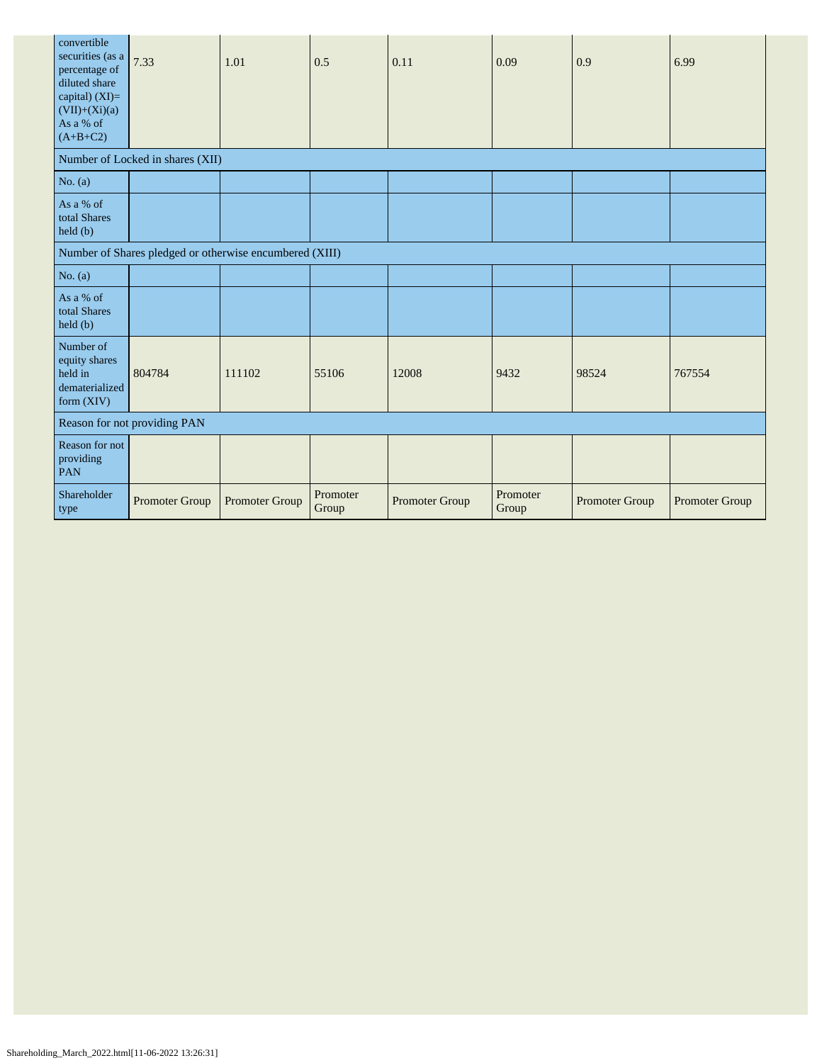| convertible securities (as a percentage of diluted share capital) (XI)= (VII)+(Xi)(a) As a % of (A+B+C2) | 7.33 | 1.01 | 0.5 | 0.11 | 0.09 | 0.9 | 6.99 |
|---|---|---|---|---|---|---|---|
| Number of Locked in shares (XII) | | | | | | | |
| No. (a) | | | | | | | |
| As a % of total Shares held (b) | | | | | | | |
| Number of Shares pledged or otherwise encumbered (XIII) | | | | | | | |
| No. (a) | | | | | | | |
| As a % of total Shares held (b) | | | | | | | |
| Number of equity shares held in dematerialized form (XIV) | 804784 | 111102 | 55106 | 12008 | 9432 | 98524 | 767554 |
| Reason for not providing PAN | | | | | | | |
| Reason for not providing PAN | | | | | | | |
| Shareholder type | Promoter Group | Promoter Group | Promoter Group | Promoter Group | Promoter Group | Promoter Group | Promoter Group |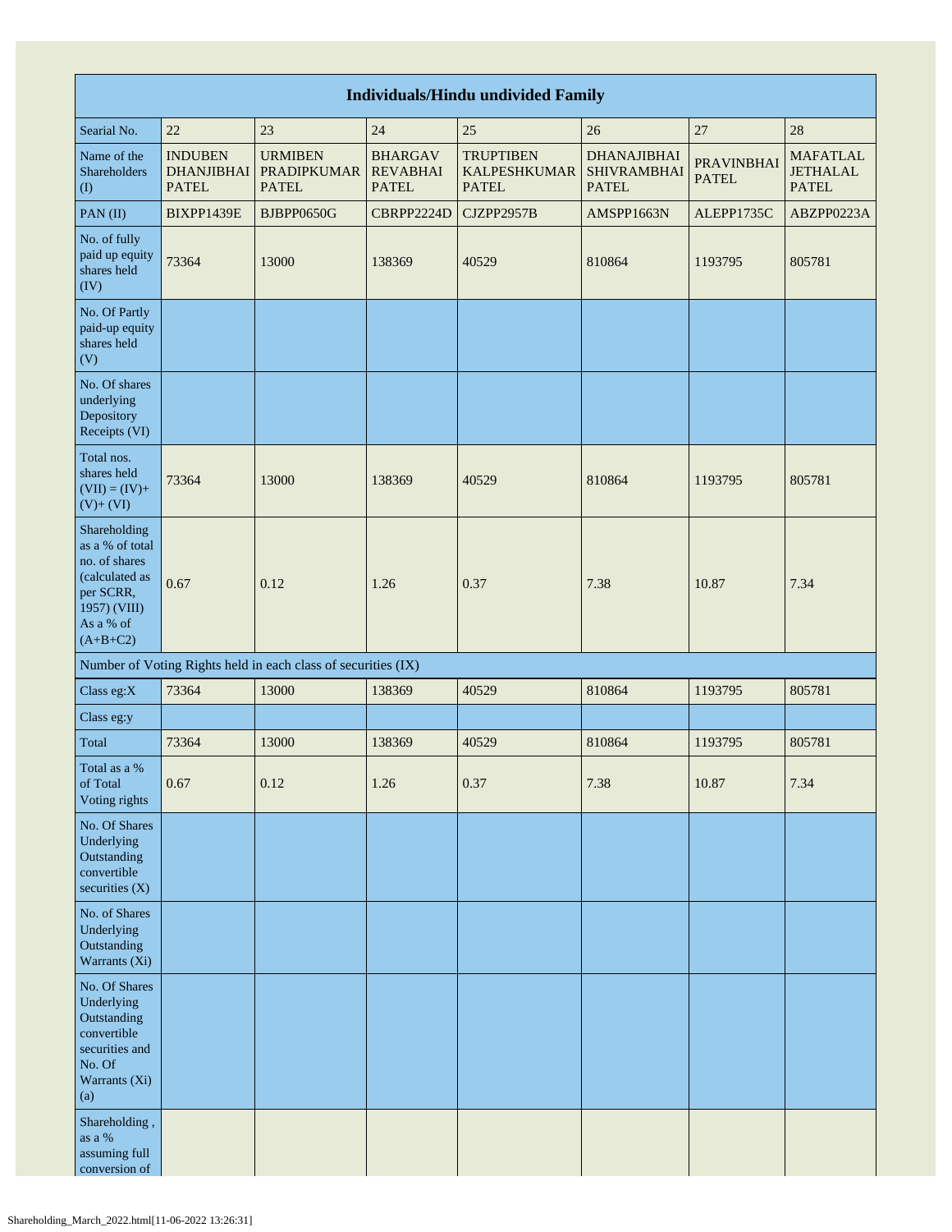| Individuals/Hindu undivided Family | | | | | | | |
|---|---|---|---|---|---|---|---|
| Searial No. | 22 | 23 | 24 | 25 | 26 | 27 | 28 |
| Name of the Shareholders (I) | INDUBEN DHANJIBHAI PATEL | URMIBEN PRADIPKUMAR PATEL | BHARGAV REVABHAI PATEL | TRUPTIBEN KALPESHKUMAR PATEL | DHANAJIBHAI SHIVRAMBHAI PATEL | PRAVINBHAI PATEL | MAFATLAL JETHALAL PATEL |
| PAN (II) | BIXPP1439E | BJBPP0650G | CBRPP2224D | CJZPP2957B | AMSPP1663N | ALEPP1735C | ABZPP0223A |
| No. of fully paid up equity shares held (IV) | 73364 | 13000 | 138369 | 40529 | 810864 | 1193795 | 805781 |
| No. Of Partly paid-up equity shares held (V) | | | | | | | |
| No. Of shares underlying Depository Receipts (VI) | | | | | | | |
| Total nos. shares held (VII) = (IV)+ (V)+ (VI) | 73364 | 13000 | 138369 | 40529 | 810864 | 1193795 | 805781 |
| Shareholding as a % of total no. of shares (calculated as per SCRR, 1957) (VIII) As a % of (A+B+C2) | 0.67 | 0.12 | 1.26 | 0.37 | 7.38 | 10.87 | 7.34 |
| Number of Voting Rights held in each class of securities (IX) | | | | | | | |
| Class eg:X | 73364 | 13000 | 138369 | 40529 | 810864 | 1193795 | 805781 |
| Class eg:y | | | | | | | |
| Total | 73364 | 13000 | 138369 | 40529 | 810864 | 1193795 | 805781 |
| Total as a % of Total Voting rights | 0.67 | 0.12 | 1.26 | 0.37 | 7.38 | 10.87 | 7.34 |
| No. Of Shares Underlying Outstanding convertible securities (X) | | | | | | | |
| No. of Shares Underlying Outstanding Warrants (Xi) | | | | | | | |
| No. Of Shares Underlying Outstanding convertible securities and No. Of Warrants (Xi) (a) | | | | | | | |
| Shareholding , as a % assuming full conversion of | | | | | | | |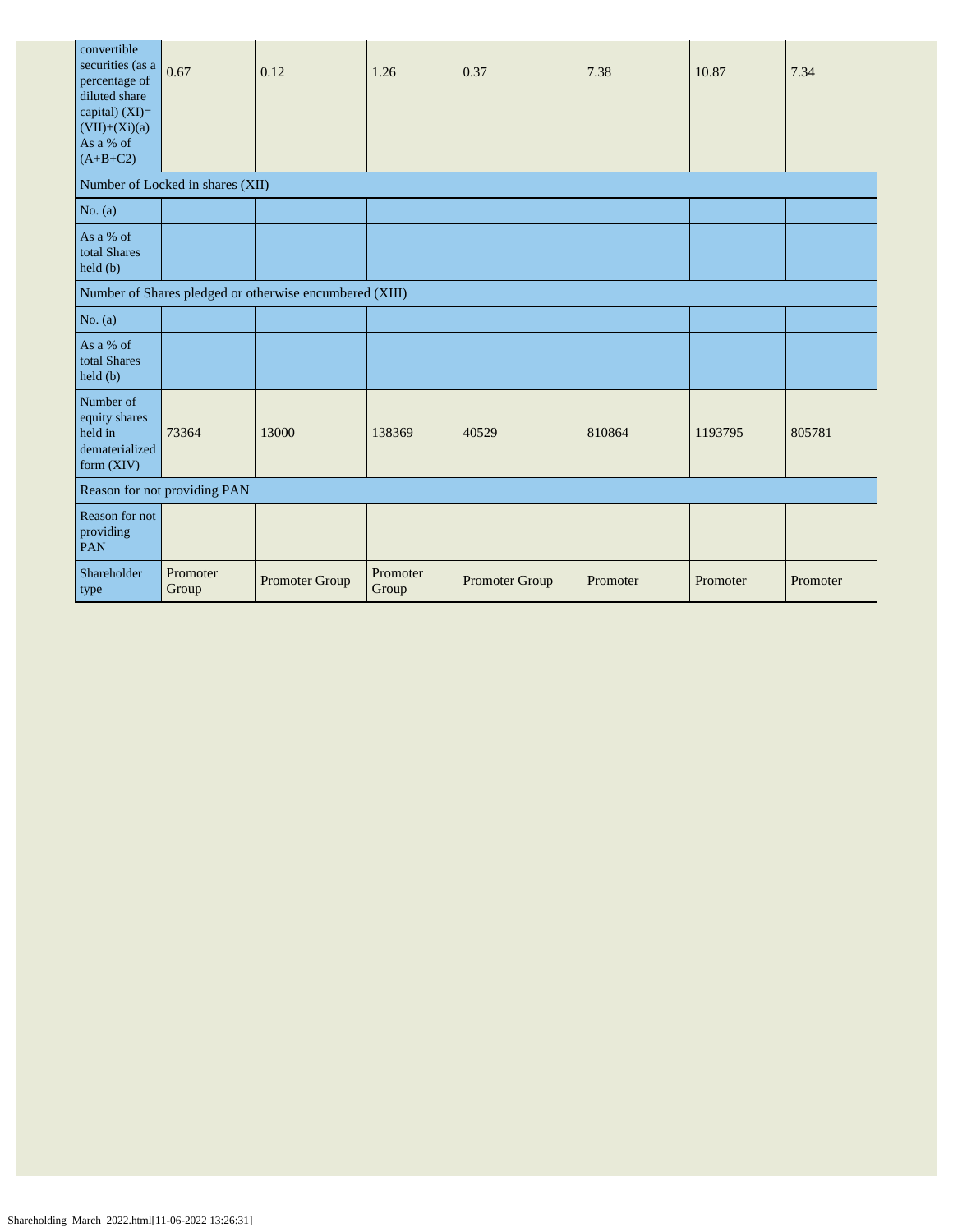| convertible securities (as a percentage of diluted share capital) (XI)= (VII)+(Xi)(a) As a % of (A+B+C2) | 0.67 | 0.12 | 1.26 | 0.37 | 7.38 | 10.87 | 7.34 |
|---|---|---|---|---|---|---|---|
| Number of Locked in shares (XII) | | | | | | | |
| No. (a) | | | | | | | |
| As a % of total Shares held (b) | | | | | | | |
| Number of Shares pledged or otherwise encumbered (XIII) | | | | | | | |
| No. (a) | | | | | | | |
| As a % of total Shares held (b) | | | | | | | |
| Number of equity shares held in dematerialized form (XIV) | 73364 | 13000 | 138369 | 40529 | 810864 | 1193795 | 805781 |
| Reason for not providing PAN | | | | | | | |
| Reason for not providing PAN | | | | | | | |
| Shareholder type | Promoter Group | Promoter Group | Promoter Group | Promoter Group | Promoter | Promoter | Promoter |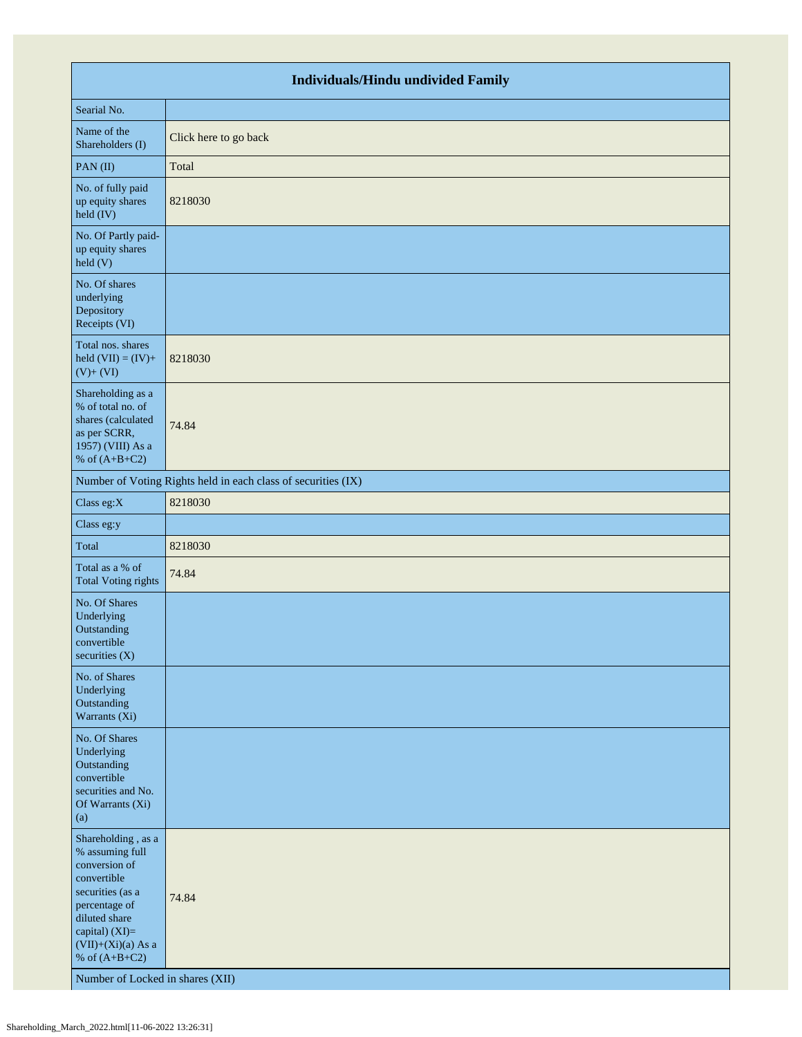| Individuals/Hindu undivided Family | |
|---|---|
| Searial No. | |
| Name of the Shareholders (I) | Click here to go back |
| PAN (II) | Total |
| No. of fully paid up equity shares held (IV) | 8218030 |
| No. Of Partly paid-up equity shares held (V) | |
| No. Of shares underlying Depository Receipts (VI) | |
| Total nos. shares held (VII) = (IV)+(V)+ (VI) | 8218030 |
| Shareholding as a % of total no. of shares (calculated as per SCRR, 1957) (VIII) As a % of (A+B+C2) | 74.84 |
| Number of Voting Rights held in each class of securities (IX) | |
| Class eg:X | 8218030 |
| Class eg:y | |
| Total | 8218030 |
| Total as a % of Total Voting rights | 74.84 |
| No. Of Shares Underlying Outstanding convertible securities (X) | |
| No. of Shares Underlying Outstanding Warrants (Xi) | |
| No. Of Shares Underlying Outstanding convertible securities and No. Of Warrants (Xi) (a) | |
| Shareholding , as a % assuming full conversion of convertible securities (as a percentage of diluted share capital) (XI)= (VII)+(Xi)(a) As a % of (A+B+C2) | 74.84 |
| Number of Locked in shares (XII) | |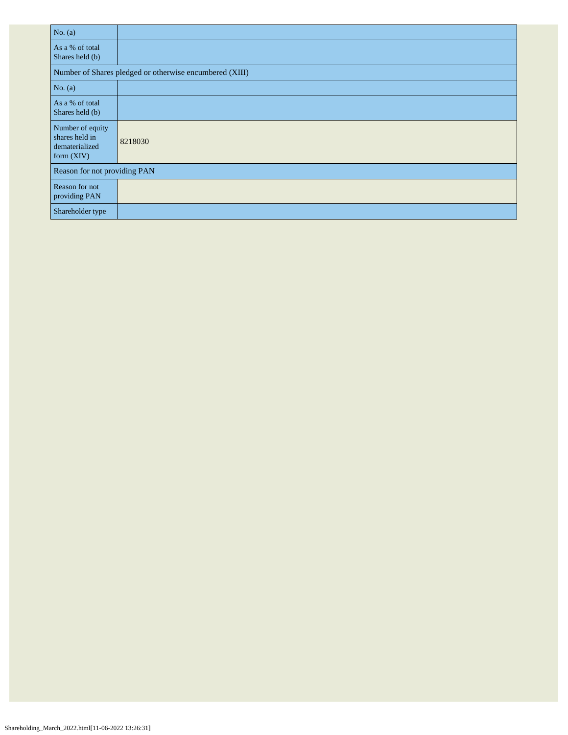| No. (a) | |
|---|---|
| As a % of total Shares held (b) | |
| Number of Shares pledged or otherwise encumbered (XIII) | |
| No. (a) | |
| As a % of total Shares held (b) | |
| Number of equity shares held in dematerialized form (XIV) | 8218030 |
| Reason for not providing PAN | |
| Reason for not providing PAN | |
| Shareholder type | |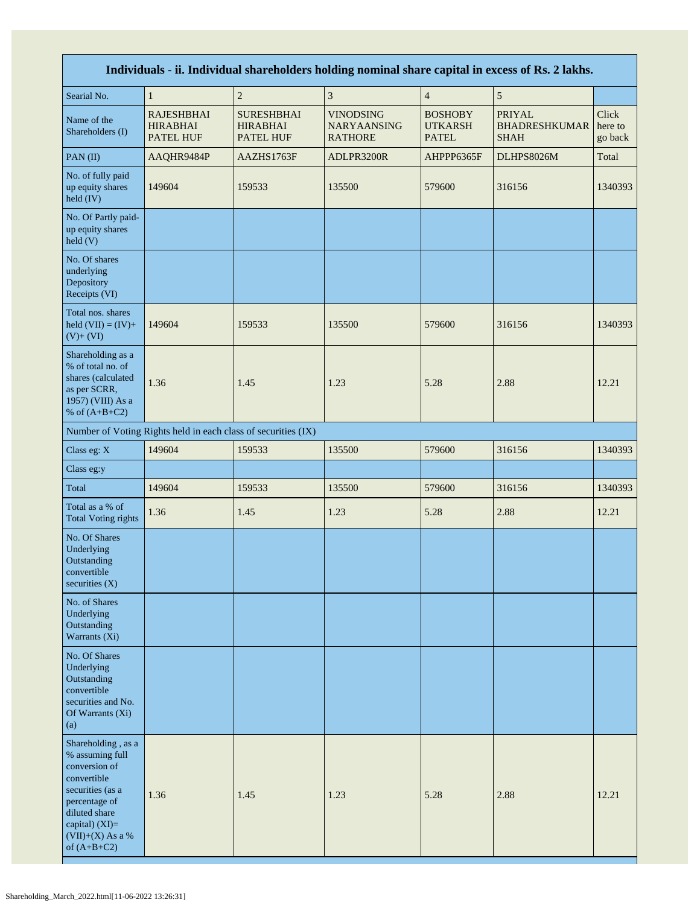| Individuals - ii. Individual shareholders holding nominal share capital in excess of Rs. 2 lakhs. | | | | | | |
|---|---|---|---|---|---|---|
| Searial No. | 1 | 2 | 3 | 4 | 5 | |
| Name of the Shareholders (I) | RAJESHBHAI HIRABHAI PATEL HUF | SURESHBHAI HIRABHAI PATEL HUF | VINODSING NARYAANSING RATHORE | BOSHOBY UTKARSH PATEL | PRIYAL BHADRESHKUMAR SHAH | Click here to go back |
| PAN (II) | AAQHR9484P | AAZHS1763F | ADLPR3200R | AHPPP6365F | DLHPS8026M | Total |
| No. of fully paid up equity shares held (IV) | 149604 | 159533 | 135500 | 579600 | 316156 | 1340393 |
| No. Of Partly paid-up equity shares held (V) | | | | | | |
| No. Of shares underlying Depository Receipts (VI) | | | | | | |
| Total nos. shares held (VII) = (IV)+(V)+ (VI) | 149604 | 159533 | 135500 | 579600 | 316156 | 1340393 |
| Shareholding as a % of total no. of shares (calculated as per SCRR, 1957) (VIII) As a % of (A+B+C2) | 1.36 | 1.45 | 1.23 | 5.28 | 2.88 | 12.21 |
| Number of Voting Rights held in each class of securities (IX) | | | | | | |
| Class eg: X | 149604 | 159533 | 135500 | 579600 | 316156 | 1340393 |
| Class eg:y | | | | | | |
| Total | 149604 | 159533 | 135500 | 579600 | 316156 | 1340393 |
| Total as a % of Total Voting rights | 1.36 | 1.45 | 1.23 | 5.28 | 2.88 | 12.21 |
| No. Of Shares Underlying Outstanding convertible securities (X) | | | | | | |
| No. of Shares Underlying Outstanding Warrants (Xi) | | | | | | |
| No. Of Shares Underlying Outstanding convertible securities and No. Of Warrants (Xi) (a) | | | | | | |
| Shareholding , as a % assuming full conversion of convertible securities (as a percentage of diluted share capital) (XI)= (VII)+(X) As a % of (A+B+C2) | 1.36 | 1.45 | 1.23 | 5.28 | 2.88 | 12.21 |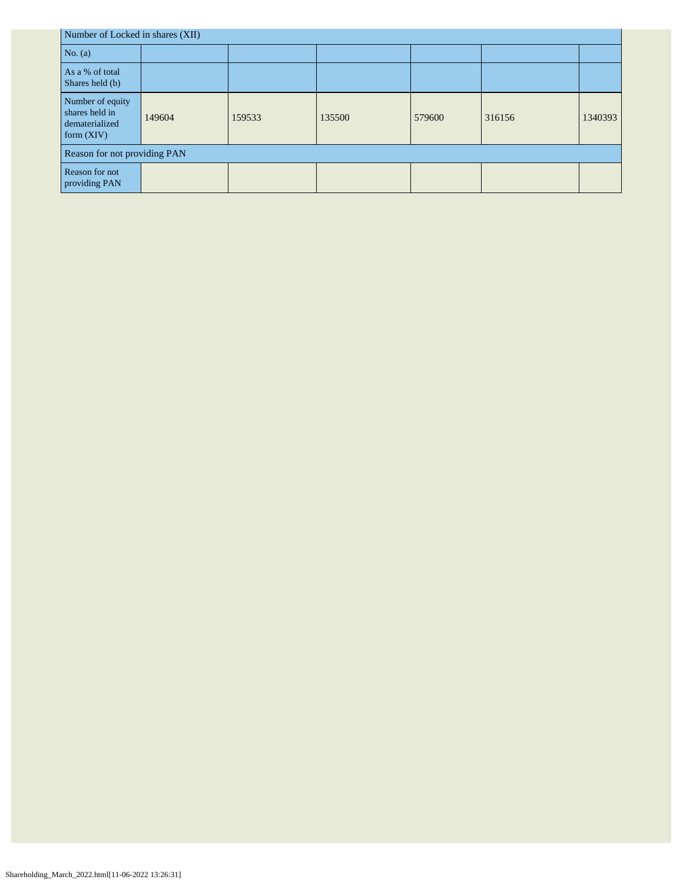| Number of Locked in shares (XII) | | | | | | |
|---|---|---|---|---|---|---|
| No. (a) | | | | | | |
| As a % of total Shares held (b) | | | | | | |
| Number of equity shares held in dematerialized form (XIV) | 149604 | 159533 | 135500 | 579600 | 316156 | 1340393 |
| Reason for not providing PAN | | | | | | |
| Reason for not providing PAN | | | | | | |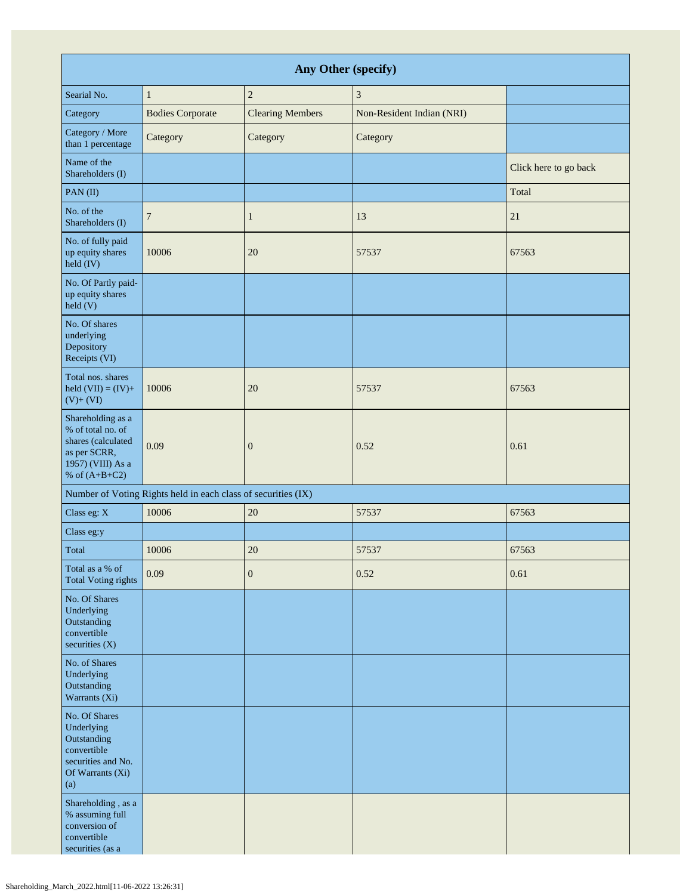| Any Other (specify) | | | | |
|---|---|---|---|---|
| Searial No. | 1 | 2 | 3 | |
| Category | Bodies Corporate | Clearing Members | Non-Resident Indian (NRI) | |
| Category / More than 1 percentage | Category | Category | Category | |
| Name of the Shareholders (I) | | | | Click here to go back |
| PAN (II) | | | | Total |
| No. of the Shareholders (I) | 7 | 1 | 13 | 21 |
| No. of fully paid up equity shares held (IV) | 10006 | 20 | 57537 | 67563 |
| No. Of Partly paid-up equity shares held (V) | | | | |
| No. Of shares underlying Depository Receipts (VI) | | | | |
| Total nos. shares held (VII) = (IV)+(V)+ (VI) | 10006 | 20 | 57537 | 67563 |
| Shareholding as a % of total no. of shares (calculated as per SCRR, 1957) (VIII) As a % of (A+B+C2) | 0.09 | 0 | 0.52 | 0.61 |
| Number of Voting Rights held in each class of securities (IX) | | | | |
| Class eg: X | 10006 | 20 | 57537 | 67563 |
| Class eg:y | | | | |
| Total | 10006 | 20 | 57537 | 67563 |
| Total as a % of Total Voting rights | 0.09 | 0 | 0.52 | 0.61 |
| No. Of Shares Underlying Outstanding convertible securities (X) | | | | |
| No. of Shares Underlying Outstanding Warrants (Xi) | | | | |
| No. Of Shares Underlying Outstanding convertible securities and No. Of Warrants (Xi) (a) | | | | |
| Shareholding , as a % assuming full conversion of convertible securities (as a | | | | |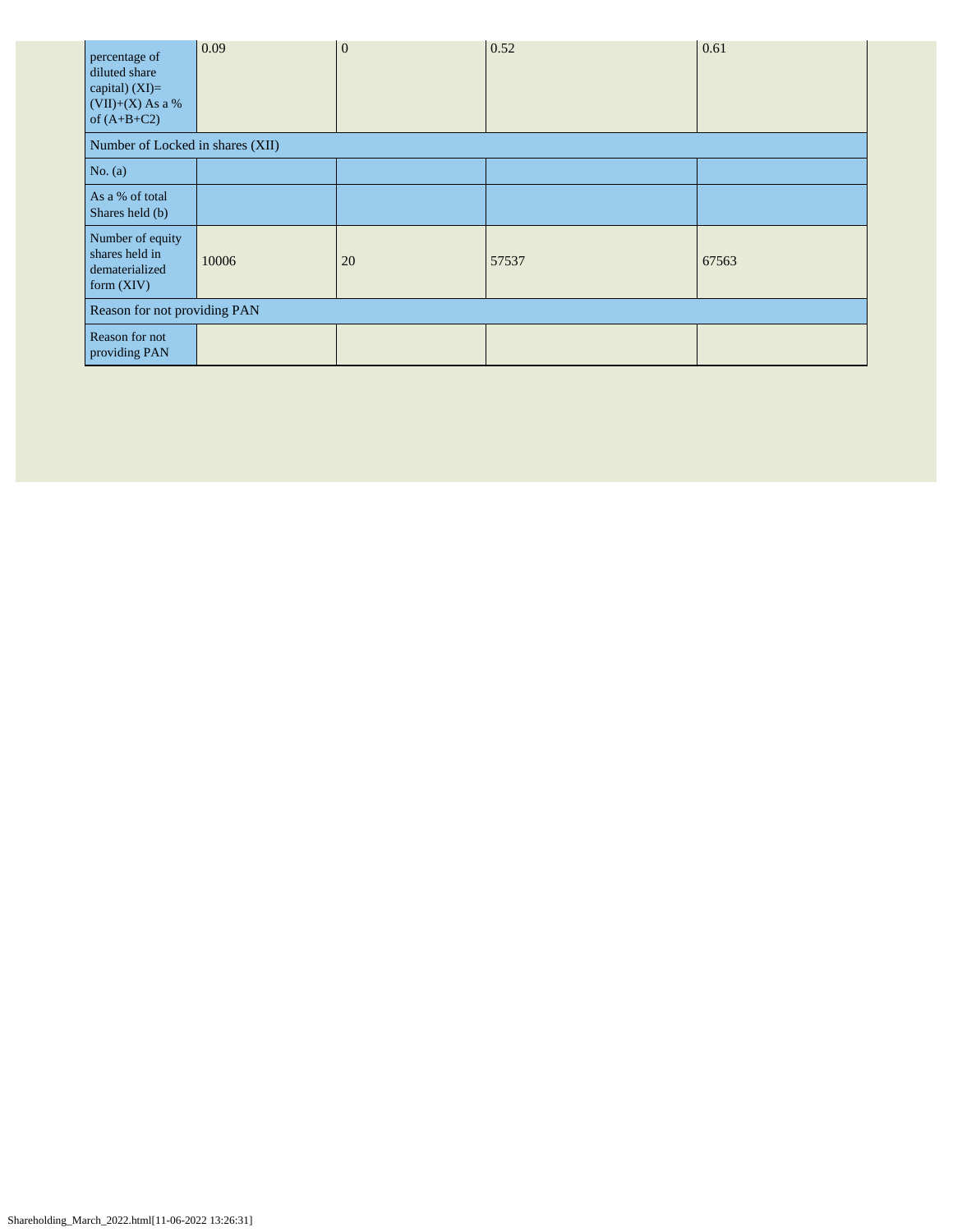| percentage of diluted share capital) (XI)= (VII)+(X) As a % of (A+B+C2) | 0.09 | 0 | 0.52 | 0.61 |
|---|---|---|---|---|
| Number of Locked in shares (XII) | | | | |
| No. (a) | | | | |
| As a % of total Shares held (b) | | | | |
| Number of equity shares held in dematerialized form (XIV) | 10006 | 20 | 57537 | 67563 |
| Reason for not providing PAN | | | | |
| Reason for not providing PAN | | | | |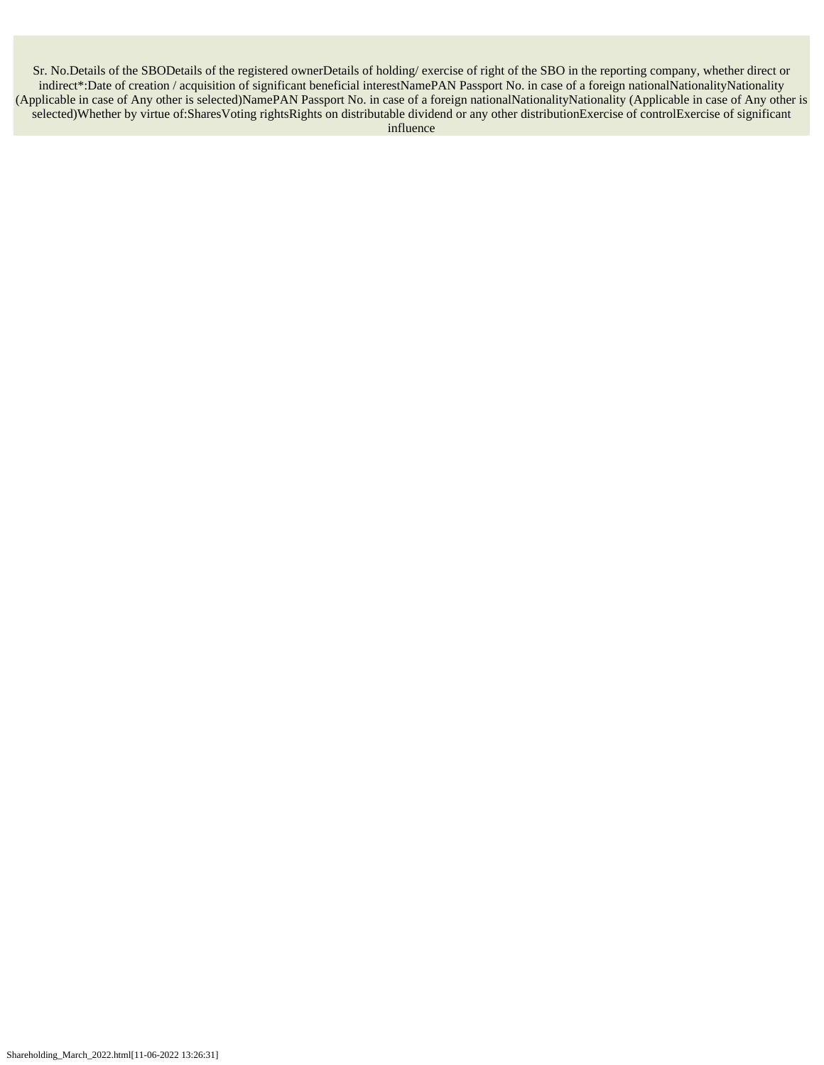Sr. No.Details of the SBODetails of the registered ownerDetails of holding/ exercise of right of the SBO in the reporting company, whether direct or indirect*:Date of creation / acquisition of significant beneficial interestNamePAN Passport No. in case of a foreign nationalNationalityNationality (Applicable in case of Any other is selected)NamePAN Passport No. in case of a foreign nationalNationalityNationality (Applicable in case of Any other is selected)Whether by virtue of:SharesVoting rightsRights on distributable dividend or any other distributionExercise of controlExercise of significant influence